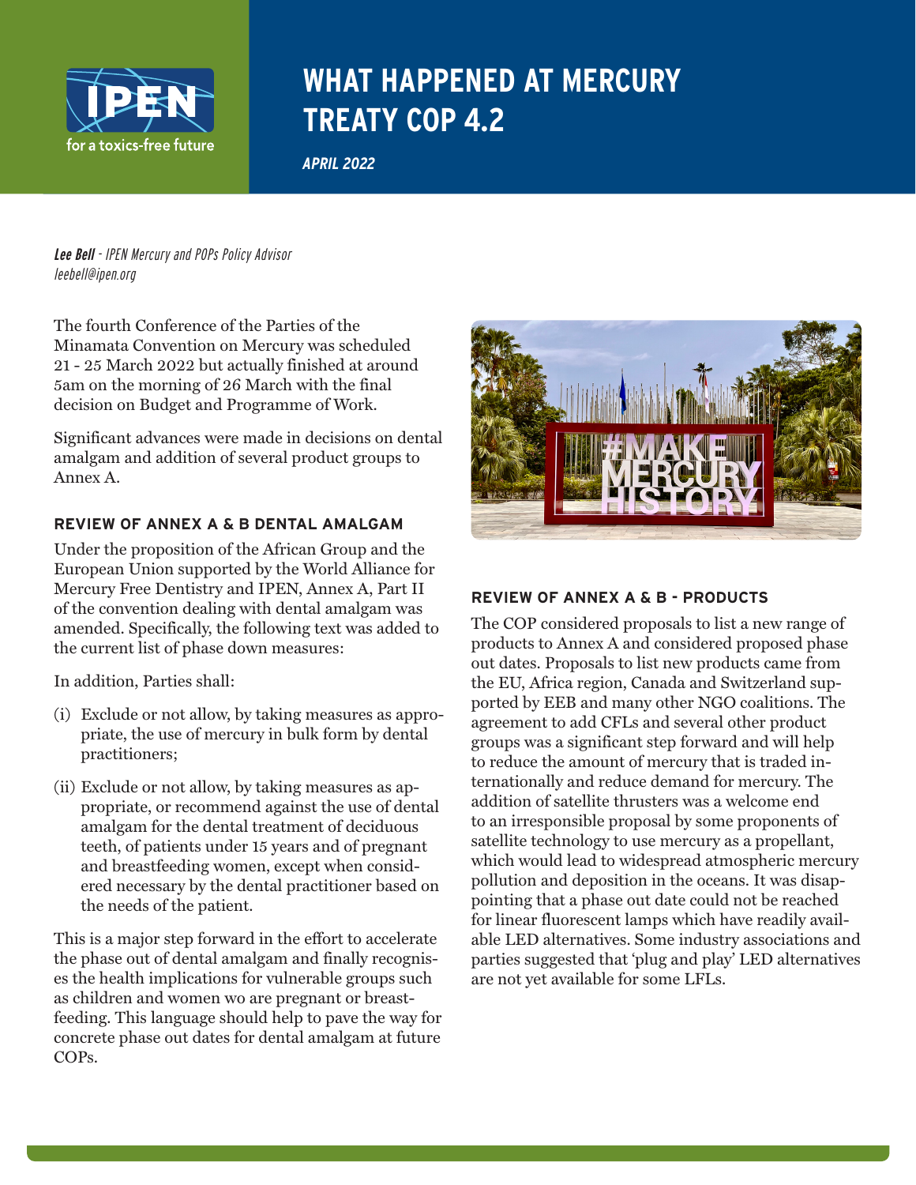IPEN for a toxics-free future

# WHAT HAPPENED AT MERCURY TREATY COP 4.2

*APRIL 2022*

***Lee Bell*** *- IPEN Mercury and POPs Policy Advisor*
*leebell@ipen.org*

The fourth Conference of the Parties of the Minamata Convention on Mercury was scheduled 21 - 25 March 2022 but actually finished at around 5am on the morning of 26 March with the final decision on Budget and Programme of Work.

Significant advances were made in decisions on dental amalgam and addition of several product groups to Annex A.

## REVIEW OF ANNEX A & B DENTAL AMALGAM

Under the proposition of the African Group and the European Union supported by the World Alliance for Mercury Free Dentistry and IPEN, Annex A, Part II of the convention dealing with dental amalgam was amended. Specifically, the following text was added to the current list of phase down measures:

In addition, Parties shall:

(i) Exclude or not allow, by taking measures as appropriate, the use of mercury in bulk form by dental practitioners;

(ii) Exclude or not allow, by taking measures as appropriate, or recommend against the use of dental amalgam for the dental treatment of deciduous teeth, of patients under 15 years and of pregnant and breastfeeding women, except when considered necessary by the dental practitioner based on the needs of the patient.

This is a major step forward in the effort to accelerate the phase out of dental amalgam and finally recognises the health implications for vulnerable groups such as children and women wo are pregnant or breastfeeding. This language should help to pave the way for concrete phase out dates for dental amalgam at future COPs.

## REVIEW OF ANNEX A & B - PRODUCTS

The COP considered proposals to list a new range of products to Annex A and considered proposed phase out dates. Proposals to list new products came from the EU, Africa region, Canada and Switzerland supported by EEB and many other NGO coalitions. The agreement to add CFLs and several other product groups was a significant step forward and will help to reduce the amount of mercury that is traded internationally and reduce demand for mercury. The addition of satellite thrusters was a welcome end to an irresponsible proposal by some proponents of satellite technology to use mercury as a propellant, which would lead to widespread atmospheric mercury pollution and deposition in the oceans. It was disappointing that a phase out date could not be reached for linear fluorescent lamps which have readily available LED alternatives. Some industry associations and parties suggested that 'plug and play' LED alternatives are not yet available for some LFLs.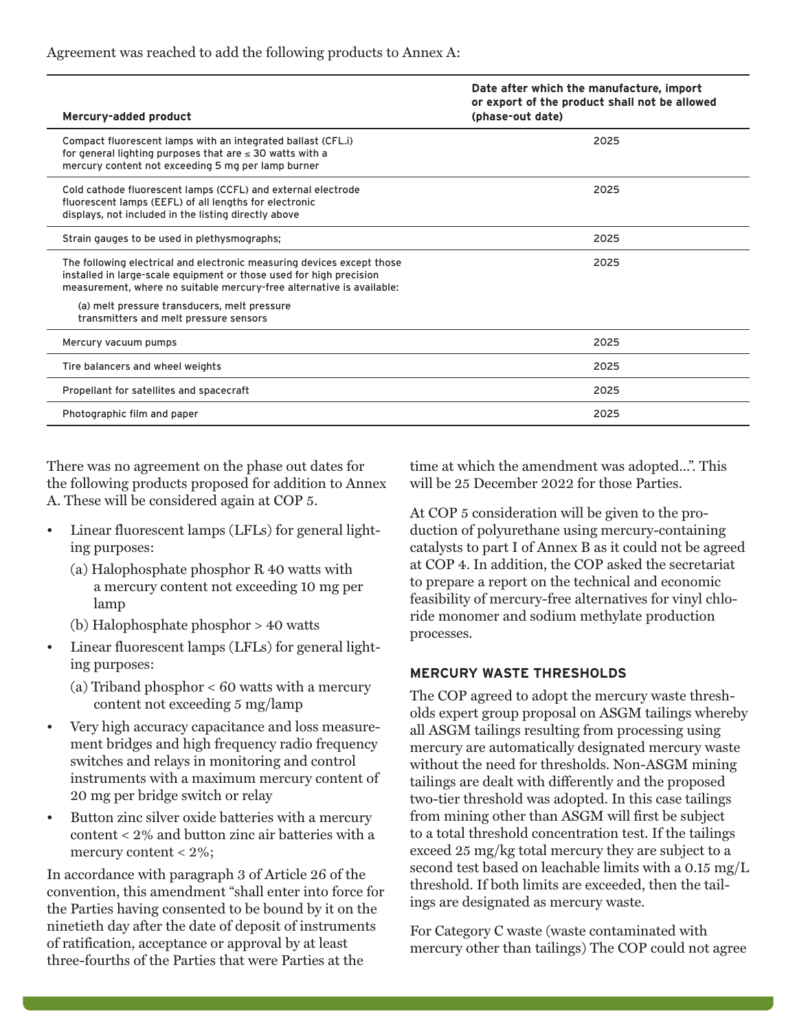Agreement was reached to add the following products to Annex A:

| Mercury-added product | Date after which the manufacture, import or export of the product shall not be allowed (phase-out date) |
|---|---|
| Compact fluorescent lamps with an integrated ballast (CFL.i) for general lighting purposes that are ≤ 30 watts with a mercury content not exceeding 5 mg per lamp burner | 2025 |
| Cold cathode fluorescent lamps (CCFL) and external electrode fluorescent lamps (EEFL) of all lengths for electronic displays, not included in the listing directly above | 2025 |
| Strain gauges to be used in plethysmographs; | 2025 |
| The following electrical and electronic measuring devices except those installed in large-scale equipment or those used for high precision measurement, where no suitable mercury-free alternative is available: (a) melt pressure transducers, melt pressure transmitters and melt pressure sensors | 2025 |
| Mercury vacuum pumps | 2025 |
| Tire balancers and wheel weights | 2025 |
| Propellant for satellites and spacecraft | 2025 |
| Photographic film and paper | 2025 |

There was no agreement on the phase out dates for the following products proposed for addition to Annex A. These will be considered again at COP 5.

- Linear fluorescent lamps (LFLs) for general lighting purposes:
  - (a) Halophosphate phosphor R 40 watts with a mercury content not exceeding 10 mg per lamp
  - (b) Halophosphate phosphor > 40 watts
- Linear fluorescent lamps (LFLs) for general lighting purposes:
  - (a) Triband phosphor < 60 watts with a mercury content not exceeding 5 mg/lamp
- Very high accuracy capacitance and loss measurement bridges and high frequency radio frequency switches and relays in monitoring and control instruments with a maximum mercury content of 20 mg per bridge switch or relay
- Button zinc silver oxide batteries with a mercury content < 2% and button zinc air batteries with a mercury content < 2%;

In accordance with paragraph 3 of Article 26 of the convention, this amendment "shall enter into force for the Parties having consented to be bound by it on the ninetieth day after the date of deposit of instruments of ratification, acceptance or approval by at least three-fourths of the Parties that were Parties at the time at which the amendment was adopted…". This will be 25 December 2022 for those Parties.

At COP 5 consideration will be given to the production of polyurethane using mercury-containing catalysts to part I of Annex B as it could not be agreed at COP 4. In addition, the COP asked the secretariat to prepare a report on the technical and economic feasibility of mercury-free alternatives for vinyl chloride monomer and sodium methylate production processes.

## MERCURY WASTE THRESHOLDS

The COP agreed to adopt the mercury waste thresholds expert group proposal on ASGM tailings whereby all ASGM tailings resulting from processing using mercury are automatically designated mercury waste without the need for thresholds. Non-ASGM mining tailings are dealt with differently and the proposed two-tier threshold was adopted. In this case tailings from mining other than ASGM will first be subject to a total threshold concentration test. If the tailings exceed 25 mg/kg total mercury they are subject to a second test based on leachable limits with a 0.15 mg/L threshold. If both limits are exceeded, then the tailings are designated as mercury waste.

For Category C waste (waste contaminated with mercury other than tailings) The COP could not agree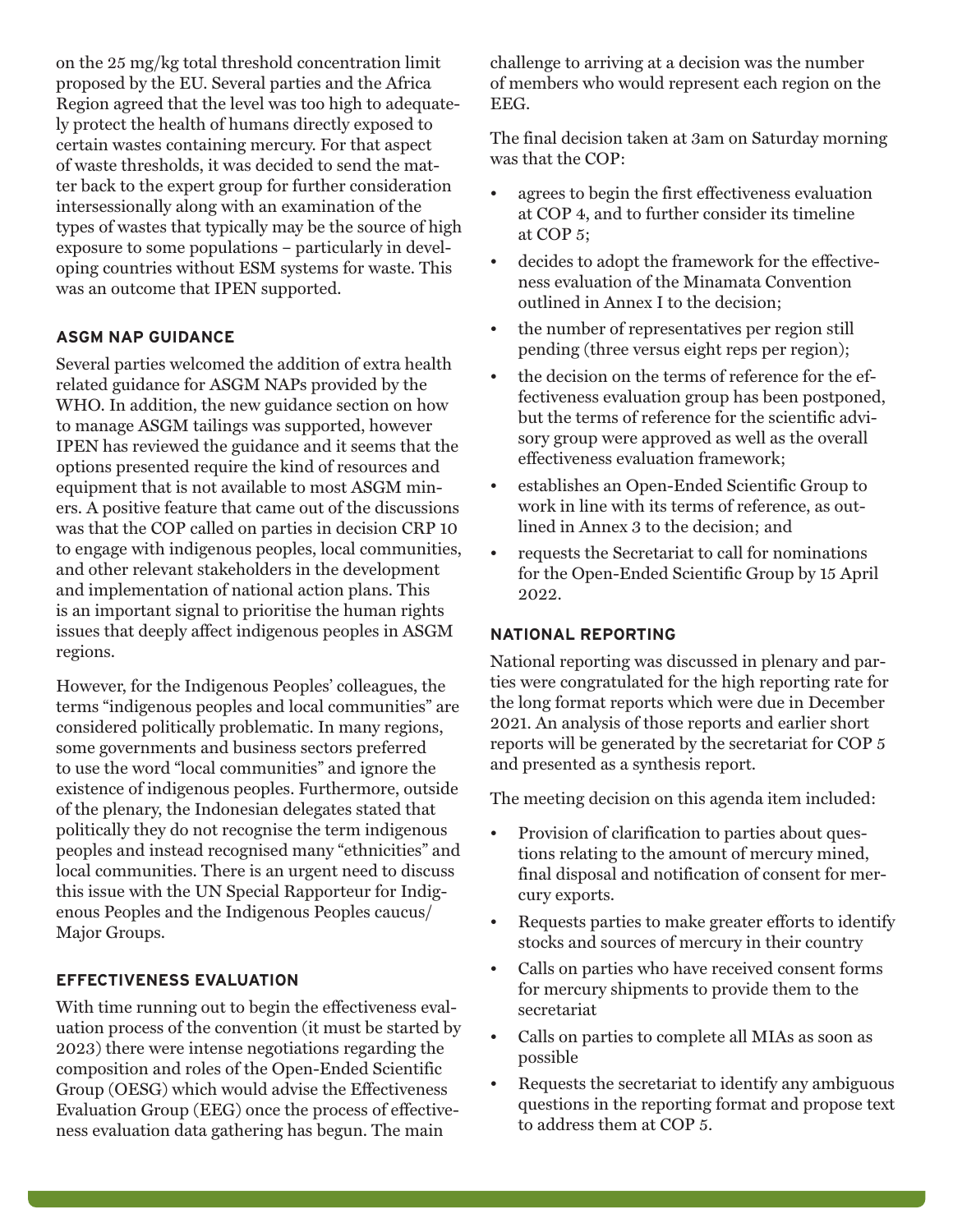on the 25 mg/kg total threshold concentration limit proposed by the EU. Several parties and the Africa Region agreed that the level was too high to adequately protect the health of humans directly exposed to certain wastes containing mercury. For that aspect of waste thresholds, it was decided to send the matter back to the expert group for further consideration intersessionally along with an examination of the types of wastes that typically may be the source of high exposure to some populations – particularly in developing countries without ESM systems for waste. This was an outcome that IPEN supported.

### ASGM NAP GUIDANCE

Several parties welcomed the addition of extra health related guidance for ASGM NAPs provided by the WHO. In addition, the new guidance section on how to manage ASGM tailings was supported, however IPEN has reviewed the guidance and it seems that the options presented require the kind of resources and equipment that is not available to most ASGM miners. A positive feature that came out of the discussions was that the COP called on parties in decision CRP 10 to engage with indigenous peoples, local communities, and other relevant stakeholders in the development and implementation of national action plans. This is an important signal to prioritise the human rights issues that deeply affect indigenous peoples in ASGM regions.

However, for the Indigenous Peoples' colleagues, the terms "indigenous peoples and local communities" are considered politically problematic. In many regions, some governments and business sectors preferred to use the word "local communities" and ignore the existence of indigenous peoples. Furthermore, outside of the plenary, the Indonesian delegates stated that politically they do not recognise the term indigenous peoples and instead recognised many "ethnicities" and local communities. There is an urgent need to discuss this issue with the UN Special Rapporteur for Indigenous Peoples and the Indigenous Peoples caucus/ Major Groups.

### EFFECTIVENESS EVALUATION

With time running out to begin the effectiveness evaluation process of the convention (it must be started by 2023) there were intense negotiations regarding the composition and roles of the Open-Ended Scientific Group (OESG) which would advise the Effectiveness Evaluation Group (EEG) once the process of effectiveness evaluation data gathering has begun. The main challenge to arriving at a decision was the number of members who would represent each region on the EEG.

The final decision taken at 3am on Saturday morning was that the COP:

- agrees to begin the first effectiveness evaluation at COP 4, and to further consider its timeline at COP 5;
- decides to adopt the framework for the effectiveness evaluation of the Minamata Convention outlined in Annex I to the decision;
- the number of representatives per region still pending (three versus eight reps per region);
- the decision on the terms of reference for the effectiveness evaluation group has been postponed, but the terms of reference for the scientific advisory group were approved as well as the overall effectiveness evaluation framework;
- establishes an Open-Ended Scientific Group to work in line with its terms of reference, as outlined in Annex 3 to the decision; and
- requests the Secretariat to call for nominations for the Open-Ended Scientific Group by 15 April 2022.

### NATIONAL REPORTING

National reporting was discussed in plenary and parties were congratulated for the high reporting rate for the long format reports which were due in December 2021. An analysis of those reports and earlier short reports will be generated by the secretariat for COP 5 and presented as a synthesis report.

The meeting decision on this agenda item included:

- Provision of clarification to parties about questions relating to the amount of mercury mined, final disposal and notification of consent for mercury exports.
- Requests parties to make greater efforts to identify stocks and sources of mercury in their country
- Calls on parties who have received consent forms for mercury shipments to provide them to the secretariat
- Calls on parties to complete all MIAs as soon as possible
- Requests the secretariat to identify any ambiguous questions in the reporting format and propose text to address them at COP 5.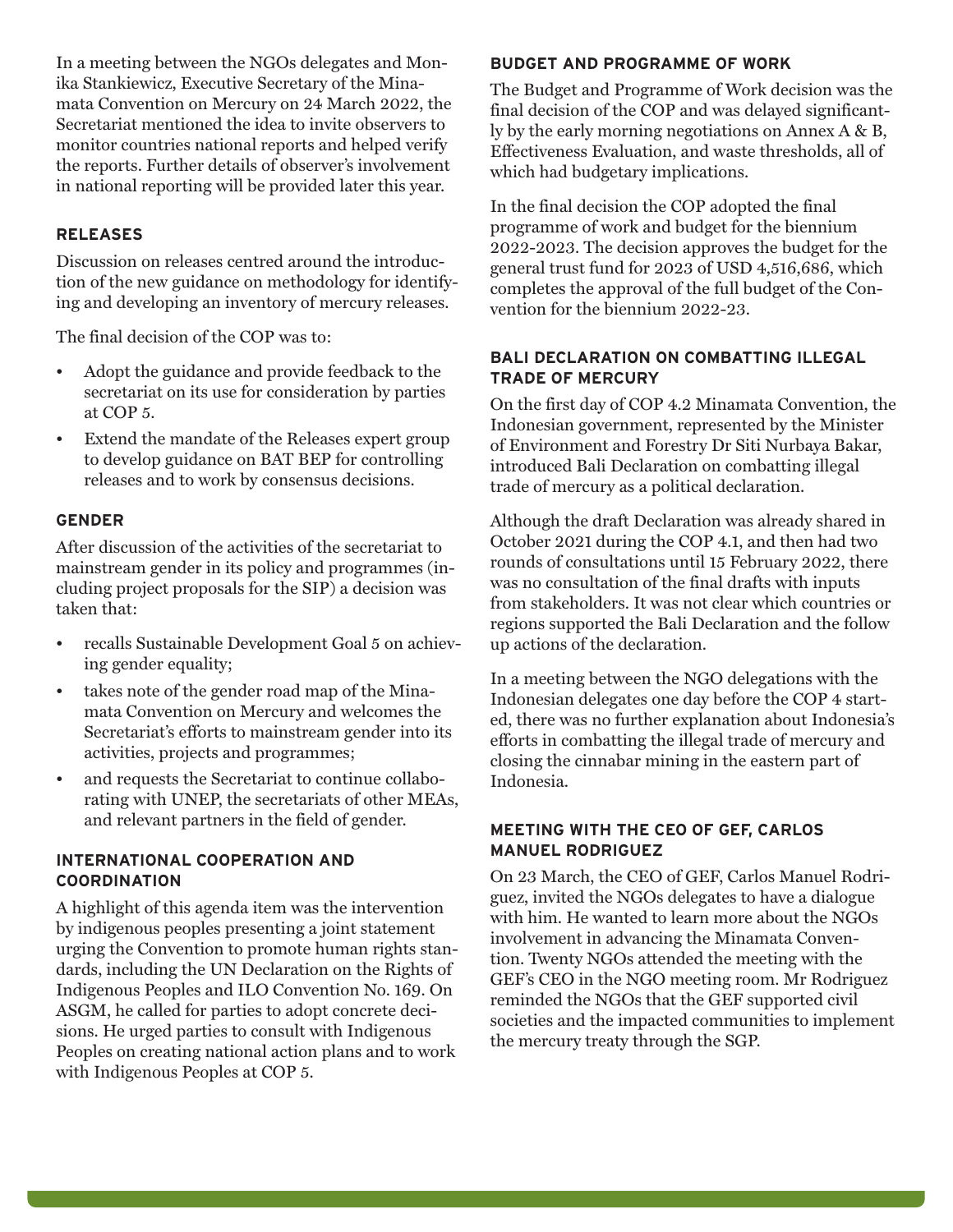In a meeting between the NGOs delegates and Monika Stankiewicz, Executive Secretary of the Minamata Convention on Mercury on 24 March 2022, the Secretariat mentioned the idea to invite observers to monitor countries national reports and helped verify the reports. Further details of observer's involvement in national reporting will be provided later this year.

### RELEASES

Discussion on releases centred around the introduction of the new guidance on methodology for identifying and developing an inventory of mercury releases.

The final decision of the COP was to:

- Adopt the guidance and provide feedback to the secretariat on its use for consideration by parties at COP 5.
- Extend the mandate of the Releases expert group to develop guidance on BAT BEP for controlling releases and to work by consensus decisions.

### GENDER

After discussion of the activities of the secretariat to mainstream gender in its policy and programmes (including project proposals for the SIP) a decision was taken that:

- recalls Sustainable Development Goal 5 on achieving gender equality;
- takes note of the gender road map of the Minamata Convention on Mercury and welcomes the Secretariat's efforts to mainstream gender into its activities, projects and programmes;
- and requests the Secretariat to continue collaborating with UNEP, the secretariats of other MEAs, and relevant partners in the field of gender.

### INTERNATIONAL COOPERATION AND COORDINATION

A highlight of this agenda item was the intervention by indigenous peoples presenting a joint statement urging the Convention to promote human rights standards, including the UN Declaration on the Rights of Indigenous Peoples and ILO Convention No. 169. On ASGM, he called for parties to adopt concrete decisions. He urged parties to consult with Indigenous Peoples on creating national action plans and to work with Indigenous Peoples at COP 5.

### BUDGET AND PROGRAMME OF WORK

The Budget and Programme of Work decision was the final decision of the COP and was delayed significantly by the early morning negotiations on Annex A & B, Effectiveness Evaluation, and waste thresholds, all of which had budgetary implications.

In the final decision the COP adopted the final programme of work and budget for the biennium 2022-2023. The decision approves the budget for the general trust fund for 2023 of USD 4,516,686, which completes the approval of the full budget of the Convention for the biennium 2022-23.

### BALI DECLARATION ON COMBATTING ILLEGAL TRADE OF MERCURY

On the first day of COP 4.2 Minamata Convention, the Indonesian government, represented by the Minister of Environment and Forestry Dr Siti Nurbaya Bakar, introduced Bali Declaration on combatting illegal trade of mercury as a political declaration.

Although the draft Declaration was already shared in October 2021 during the COP 4.1, and then had two rounds of consultations until 15 February 2022, there was no consultation of the final drafts with inputs from stakeholders. It was not clear which countries or regions supported the Bali Declaration and the follow up actions of the declaration.

In a meeting between the NGO delegations with the Indonesian delegates one day before the COP 4 started, there was no further explanation about Indonesia's efforts in combatting the illegal trade of mercury and closing the cinnabar mining in the eastern part of Indonesia.

### MEETING WITH THE CEO OF GEF, CARLOS MANUEL RODRIGUEZ

On 23 March, the CEO of GEF, Carlos Manuel Rodriguez, invited the NGOs delegates to have a dialogue with him. He wanted to learn more about the NGOs involvement in advancing the Minamata Convention. Twenty NGOs attended the meeting with the GEF's CEO in the NGO meeting room. Mr Rodriguez reminded the NGOs that the GEF supported civil societies and the impacted communities to implement the mercury treaty through the SGP.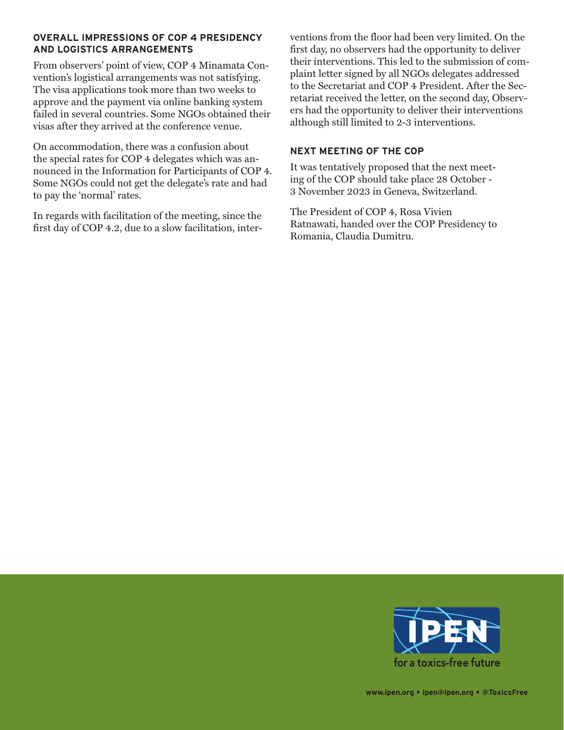## OVERALL IMPRESSIONS OF COP 4 PRESIDENCY AND LOGISTICS ARRANGEMENTS

From observers' point of view, COP 4 Minamata Convention's logistical arrangements was not satisfying. The visa applications took more than two weeks to approve and the payment via online banking system failed in several countries. Some NGOs obtained their visas after they arrived at the conference venue.

On accommodation, there was a confusion about the special rates for COP 4 delegates which was announced in the Information for Participants of COP 4. Some NGOs could not get the delegate's rate and had to pay the 'normal' rates.

In regards with facilitation of the meeting, since the first day of COP 4.2, due to a slow facilitation, interventions from the floor had been very limited. On the first day, no observers had the opportunity to deliver their interventions. This led to the submission of complaint letter signed by all NGOs delegates addressed to the Secretariat and COP 4 President. After the Secretariat received the letter, on the second day, Observers had the opportunity to deliver their interventions although still limited to 2-3 interventions.

## NEXT MEETING OF THE COP

It was tentatively proposed that the next meeting of the COP should take place 28 October - 3 November 2023 in Geneva, Switzerland.

The President of COP 4, Rosa Vivien Ratnawati, handed over the COP Presidency to Romania, Claudia Dumitru.

IPEN

for a toxics-free future

www.ipen.org • ipen@ipen.org • @ToxicsFree